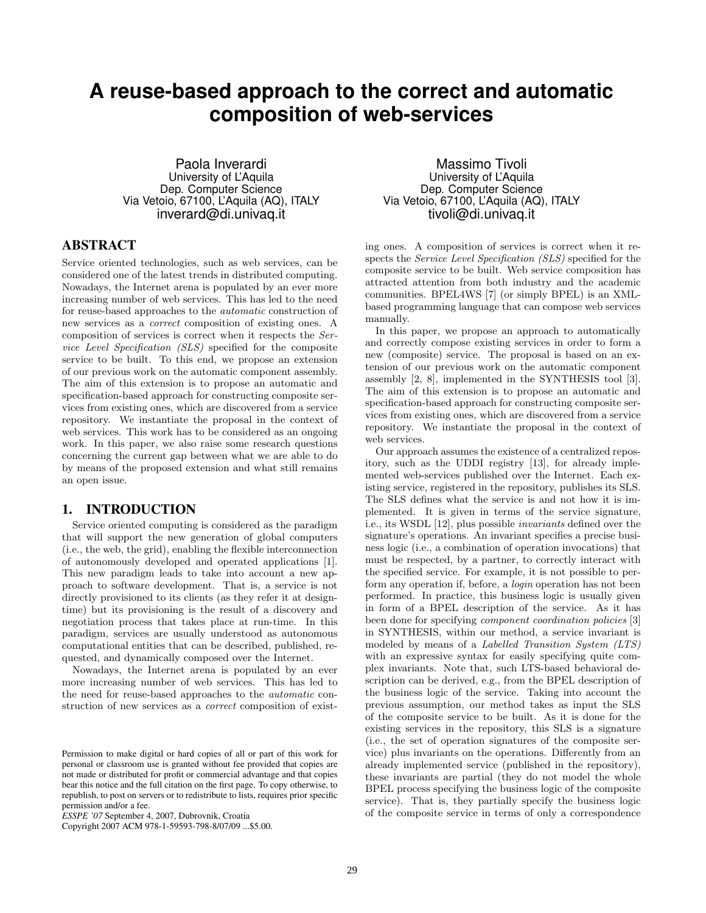# A reuse-based approach to the correct and automatic composition of web-services

Paola Inverardi
University of L'Aquila
Dep. Computer Science
Via Vetoio, 67100, L'Aquila (AQ), ITALY
inverard@di.univaq.it

Massimo Tivoli
University of L'Aquila
Dep. Computer Science
Via Vetoio, 67100, L'Aquila (AQ), ITALY
tivoli@di.univaq.it

## ABSTRACT

Service oriented technologies, such as web services, can be considered one of the latest trends in distributed computing. Nowadays, the Internet arena is populated by an ever more increasing number of web services. This has led to the need for reuse-based approaches to the *automatic* construction of new services as a *correct* composition of existing ones. A composition of services is correct when it respects the *Service Level Specification (SLS)* specified for the composite service to be built. To this end, we propose an extension of our previous work on the automatic component assembly. The aim of this extension is to propose an automatic and specification-based approach for constructing composite services from existing ones, which are discovered from a service repository. We instantiate the proposal in the context of web services. This work has to be considered as an ongoing work. In this paper, we also raise some research questions concerning the current gap between what we are able to do by means of the proposed extension and what still remains an open issue.

## 1. INTRODUCTION

Service oriented computing is considered as the paradigm that will support the new generation of global computers (i.e., the web, the grid), enabling the flexible interconnection of autonomously developed and operated applications [1]. This new paradigm leads to take into account a new approach to software development. That is, a service is not directly provisioned to its clients (as they refer it at design-time) but its provisioning is the result of a discovery and negotiation process that takes place at run-time. In this paradigm, services are usually understood as autonomous computational entities that can be described, published, requested, and dynamically composed over the Internet.

Nowadays, the Internet arena is populated by an ever more increasing number of web services. This has led to the need for reuse-based approaches to the *automatic* construction of new services as a *correct* composition of existing ones. A composition of services is correct when it respects the *Service Level Specification (SLS)* specified for the composite service to be built. Web service composition has attracted attention from both industry and the academic communities. BPEL4WS [7] (or simply BPEL) is an XML-based programming language that can compose web services manually.

In this paper, we propose an approach to automatically and correctly compose existing services in order to form a new (composite) service. The proposal is based on an extension of our previous work on the automatic component assembly [2, 8], implemented in the SYNTHESIS tool [3]. The aim of this extension is to propose an automatic and specification-based approach for constructing composite services from existing ones, which are discovered from a service repository. We instantiate the proposal in the context of web services.

Our approach assumes the existence of a centralized repository, such as the UDDI registry [13], for already implemented web-services published over the Internet. Each existing service, registered in the repository, publishes its SLS. The SLS defines what the service is and not how it is implemented. It is given in terms of the service signature, i.e., its WSDL [12], plus possible *invariants* defined over the signature's operations. An invariant specifies a precise business logic (i.e., a combination of operation invocations) that must be respected, by a partner, to correctly interact with the specified service. For example, it is not possible to perform any operation if, before, a *login* operation has not been performed. In practice, this business logic is usually given in form of a BPEL description of the service. As it has been done for specifying *component coordination policies* [3] in SYNTHESIS, within our method, a service invariant is modeled by means of a *Labelled Transition System (LTS)* with an expressive syntax for easily specifying quite complex invariants. Note that, such LTS-based behavioral description can be derived, e.g., from the BPEL description of the business logic of the service. Taking into account the previous assumption, our method takes as input the SLS of the composite service to be built. As it is done for the existing services in the repository, this SLS is a signature (i.e., the set of operation signatures of the composite service) plus invariants on the operations. Differently from an already implemented service (published in the repository), these invariants are partial (they do not model the whole BPEL process specifying the business logic of the composite service). That is, they partially specify the business logic of the composite service in terms of only a correspondence

Permission to make digital or hard copies of all or part of this work for personal or classroom use is granted without fee provided that copies are not made or distributed for profit or commercial advantage and that copies bear this notice and the full citation on the first page. To copy otherwise, to republish, to post on servers or to redistribute to lists, requires prior specific permission and/or a fee.
*ESSPE '07* September 4, 2007, Dubrovnik, Croatia
Copyright 2007 ACM 978-1-59593-798-8/07/09 ...$5.00.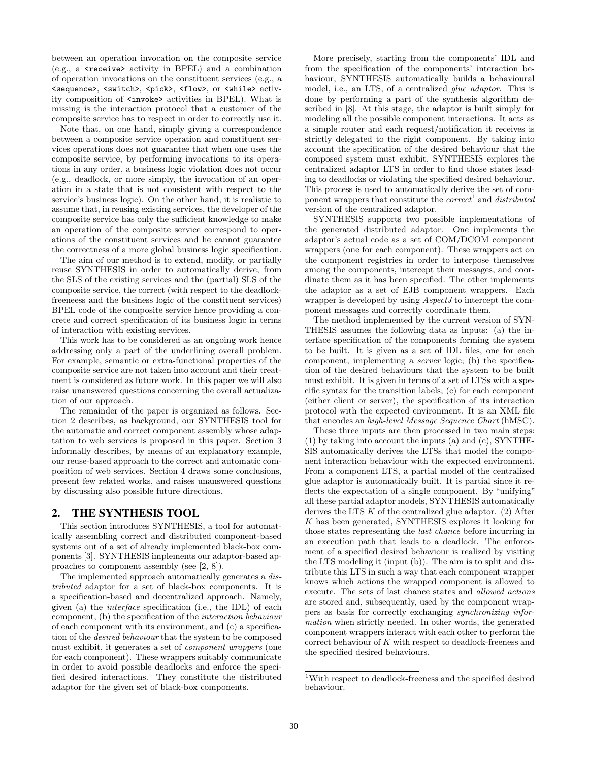between an operation invocation on the composite service (e.g., a `<receive>` activity in BPEL) and a combination of operation invocations on the constituent services (e.g., a `<sequence>`, `<switch>`, `<pick>`, `<flow>`, or `<while>` activity composition of `<invoke>` activities in BPEL). What is missing is the interaction protocol that a customer of the composite service has to respect in order to correctly use it.

Note that, on one hand, simply giving a correspondence between a composite service operation and constituent services operations does not guarantee that when one uses the composite service, by performing invocations to its operations in any order, a business logic violation does not occur (e.g., deadlock, or more simply, the invocation of an operation in a state that is not consistent with respect to the service's business logic). On the other hand, it is realistic to assume that, in reusing existing services, the developer of the composite service has only the sufficient knowledge to make an operation of the composite service correspond to operations of the constituent services and he cannot guarantee the correctness of a more global business logic specification.

The aim of our method is to extend, modify, or partially reuse SYNTHESIS in order to automatically derive, from the SLS of the existing services and the (partial) SLS of the composite service, the correct (with respect to the deadlock-freeneess and the business logic of the constituent services) BPEL code of the composite service hence providing a concrete and correct specification of its business logic in terms of interaction with existing services.

This work has to be considered as an ongoing work hence addressing only a part of the underlining overall problem. For example, semantic or extra-functional properties of the composite service are not taken into account and their treatment is considered as future work. In this paper we will also raise unanswered questions concerning the overall actualization of our approach.

The remainder of the paper is organized as follows. Section 2 describes, as background, our SYNTHESIS tool for the automatic and correct component assembly whose adaptation to web services is proposed in this paper. Section 3 informally describes, by means of an explanatory example, our reuse-based approach to the correct and automatic composition of web services. Section 4 draws some conclusions, present few related works, and raises unanswered questions by discussing also possible future directions.

## 2. THE SYNTHESIS TOOL

This section introduces SYNTHESIS, a tool for automatically assembling correct and distributed component-based systems out of a set of already implemented black-box components [3]. SYNTHESIS implements our adaptor-based approaches to component assembly (see [2, 8]).

The implemented approach automatically generates a *distributed* adaptor for a set of black-box components. It is a specification-based and decentralized approach. Namely, given (a) the *interface* specification (i.e., the IDL) of each component, (b) the specification of the *interaction behaviour* of each component with its environment, and (c) a specification of the *desired behaviour* that the system to be composed must exhibit, it generates a set of *component wrappers* (one for each component). These wrappers suitably communicate in order to avoid possible deadlocks and enforce the specified desired interactions. They constitute the distributed adaptor for the given set of black-box components.

More precisely, starting from the components' IDL and from the specification of the components' interaction behaviour, SYNTHESIS automatically builds a behavioural model, i.e., an LTS, of a centralized *glue adaptor*. This is done by performing a part of the synthesis algorithm described in [8]. At this stage, the adaptor is built simply for modeling all the possible component interactions. It acts as a simple router and each request/notification it receives is strictly delegated to the right component. By taking into account the specification of the desired behaviour that the composed system must exhibit, SYNTHESIS explores the centralized adaptor LTS in order to find those states leading to deadlocks or violating the specified desired behaviour. This process is used to automatically derive the set of component wrappers that constitute the *correct*[1] and *distributed* version of the centralized adaptor.

SYNTHESIS supports two possible implementations of the generated distributed adaptor. One implements the adaptor's actual code as a set of COM/DCOM component wrappers (one for each component). These wrappers act on the component registries in order to interpose themselves among the components, intercept their messages, and coordinate them as it has been specified. The other implements the adaptor as a set of EJB component wrappers. Each wrapper is developed by using *AspectJ* to intercept the component messages and correctly coordinate them.

The method implemented by the current version of SYNTHESIS assumes the following data as inputs: (a) the interface specification of the components forming the system to be built. It is given as a set of IDL files, one for each component, implementing a *server* logic; (b) the specification of the desired behaviours that the system to be built must exhibit. It is given in terms of a set of LTSs with a specific syntax for the transition labels; (c) for each component (either client or server), the specification of its interaction protocol with the expected environment. It is an XML file that encodes an *high-level Message Sequence Chart* (hMSC).

These three inputs are then processed in two main steps: (1) by taking into account the inputs (a) and (c), SYNTHESIS automatically derives the LTSs that model the component interaction behaviour with the expected environment. From a component LTS, a partial model of the centralized glue adaptor is automatically built. It is partial since it reflects the expectation of a single component. By "unifying" all these partial adaptor models, SYNTHESIS automatically derives the LTS $K$ of the centralized glue adaptor. (2) After $K$ has been generated, SYNTHESIS explores it looking for those states representing the *last chance* before incurring in an execution path that leads to a deadlock. The enforcement of a specified desired behaviour is realized by visiting the LTS modeling it (input (b)). The aim is to split and distribute this LTS in such a way that each component wrapper knows which actions the wrapped component is allowed to execute. The sets of last chance states and *allowed actions* are stored and, subsequently, used by the component wrappers as basis for correctly exchanging *synchronizing information* when strictly needed. In other words, the generated component wrappers interact with each other to perform the correct behaviour of $K$ with respect to deadlock-freeness and the specified desired behaviours.

[1] With respect to deadlock-freeness and the specified desired behaviour.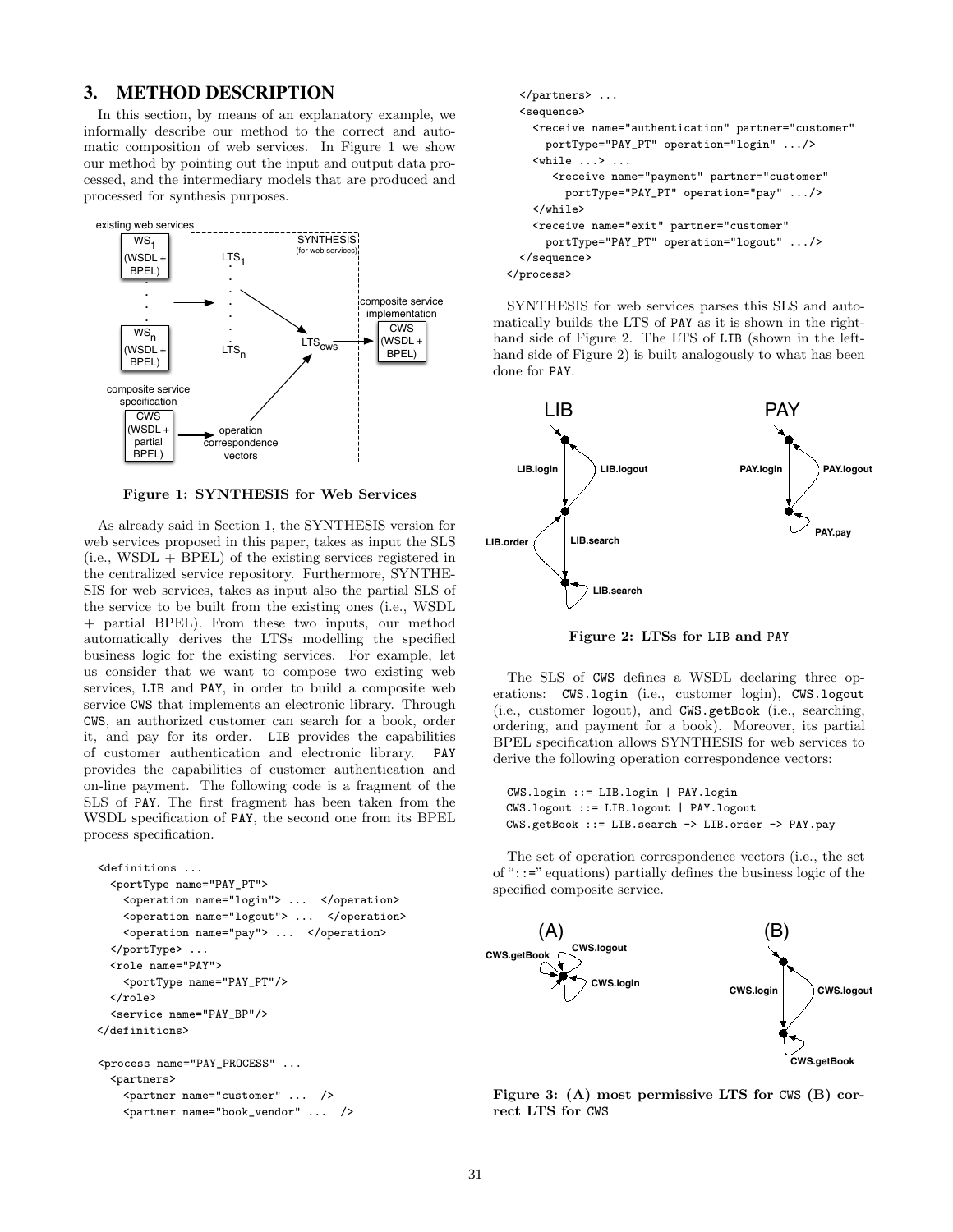## 3. METHOD DESCRIPTION

In this section, by means of an explanatory example, we informally describe our method to the correct and automatic composition of web services. In Figure 1 we show our method by pointing out the input and output data processed, and the intermediary models that are produced and processed for synthesis purposes.

Figure 1: SYNTHESIS for Web Services

As already said in Section 1, the SYNTHESIS version for web services proposed in this paper, takes as input the SLS (i.e., WSDL + BPEL) of the existing services registered in the centralized service repository. Furthermore, SYNTHESIS for web services, takes as input also the partial SLS of the service to be built from the existing ones (i.e., WSDL + partial BPEL). From these two inputs, our method automatically derives the LTSs modelling the specified business logic for the existing services. For example, let us consider that we want to compose two existing web services, LIB and PAY, in order to build a composite web service CWS that implements an electronic library. Through CWS, an authorized customer can search for a book, order it, and pay for its order. LIB provides the capabilities of customer authentication and electronic library. PAY provides the capabilities of customer authentication and on-line payment. The following code is a fragment of the SLS of PAY. The first fragment has been taken from the WSDL specification of PAY, the second one from its BPEL process specification.

```
<definitions ...
  <portType name="PAY_PT">
    <operation name="login"> ...  </operation>
    <operation name="logout"> ...  </operation>
    <operation name="pay"> ...  </operation>
  </portType> ...
  <role name="PAY">
    <portType name="PAY_PT"/>
  </role>
  <service name="PAY_BP"/>
</definitions>

<process name="PAY_PROCESS" ...
  <partners>
    <partner name="customer" ...  />
    <partner name="book_vendor" ...  />
  </partners> ...
  <sequence>
    <receive name="authentication" partner="customer"
      portType="PAY_PT" operation="login" .../>
    <while ...> ...
       <receive name="payment" partner="customer"
         portType="PAY_PT" operation="pay" .../>
    </while>
    <receive name="exit" partner="customer"
      portType="PAY_PT" operation="logout" .../>
  </sequence>
</process>
```

SYNTHESIS for web services parses this SLS and automatically builds the LTS of PAY as it is shown in the right-hand side of Figure 2. The LTS of LIB (shown in the left-hand side of Figure 2) is built analogously to what has been done for PAY.

Figure 2: LTSs for LIB and PAY

The SLS of CWS defines a WSDL declaring three operations: CWS.login (i.e., customer login), CWS.logout (i.e., customer logout), and CWS.getBook (i.e., searching, ordering, and payment for a book). Moreover, its partial BPEL specification allows SYNTHESIS for web services to derive the following operation correspondence vectors:

```
CWS.login ::= LIB.login | PAY.login
CWS.logout ::= LIB.logout | PAY.logout
CWS.getBook ::= LIB.search -> LIB.order -> PAY.pay
```

The set of operation correspondence vectors (i.e., the set of "::=" equations) partially defines the business logic of the specified composite service.

Figure 3: (A) most permissive LTS for CWS (B) correct LTS for CWS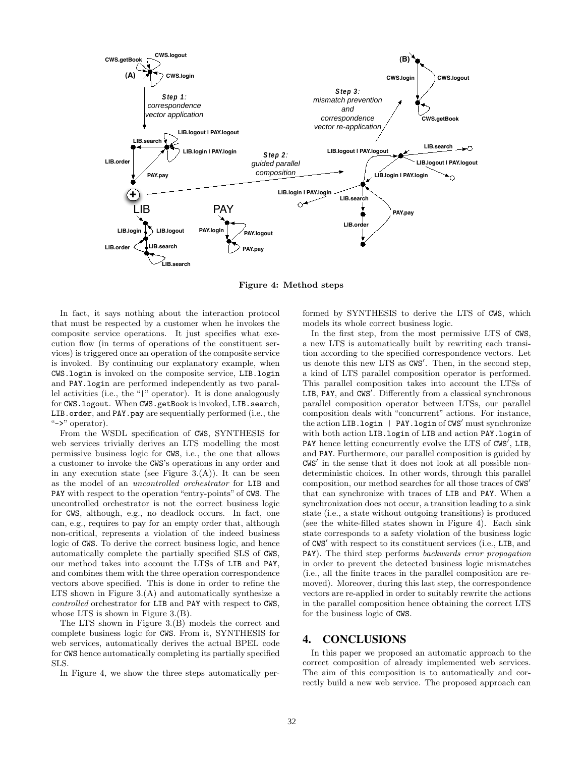**Figure 4: Method steps**

In fact, it says nothing about the interaction protocol that must be respected by a customer when he invokes the composite service operations. It just specifies what execution flow (in terms of operations of the constituent services) is triggered once an operation of the composite service is invoked. By continuing our explanatory example, when CWS.login is invoked on the composite service, LIB.login and PAY.login are performed independently as two parallel activities (i.e., the "|" operator). It is done analogously for CWS.logout. When CWS.getBook is invoked, LIB.search, LIB.order, and PAY.pay are sequentially performed (i.e., the "->" operator).

From the WSDL specification of CWS, SYNTHESIS for web services trivially derives an LTS modelling the most permissive business logic for CWS, i.e., the one that allows a customer to invoke the CWS's operations in any order and in any execution state (see Figure 3.(A)). It can be seen as the model of an *uncontrolled orchestrator* for LIB and PAY with respect to the operation "entry-points" of CWS. The uncontrolled orchestrator is not the correct business logic for CWS, although, e.g., no deadlock occurs. In fact, one can, e.g., requires to pay for an empty order that, although non-critical, represents a violation of the indeed business logic of CWS. To derive the correct business logic, and hence automatically complete the partially specified SLS of CWS, our method takes into account the LTSs of LIB and PAY, and combines them with the three operation correspondence vectors above specified. This is done in order to refine the LTS shown in Figure 3.(A) and automatically synthesize a *controlled* orchestrator for LIB and PAY with respect to CWS, whose LTS is shown in Figure 3.(B).

The LTS shown in Figure 3.(B) models the correct and complete business logic for CWS. From it, SYNTHESIS for web services, automatically derives the actual BPEL code for CWS hence automatically completing its partially specified SLS.

In Figure 4, we show the three steps automatically performed by SYNTHESIS to derive the LTS of CWS, which models its whole correct business logic.

In the first step, from the most permissive LTS of CWS, a new LTS is automatically built by rewriting each transition according to the specified correspondence vectors. Let us denote this new LTS as CWS′. Then, in the second step, a kind of LTS parallel composition operator is performed. This parallel composition takes into account the LTSs of LIB, PAY, and CWS′. Differently from a classical synchronous parallel composition operator between LTSs, our parallel composition deals with "concurrent" actions. For instance, the action LIB.login | PAY.login of CWS′ must synchronize with both action LIB.login of LIB and action PAY.login of PAY hence letting concurrently evolve the LTS of CWS′, LIB, and PAY. Furthermore, our parallel composition is guided by CWS′ in the sense that it does not look at all possible nondeterministic choices. In other words, through this parallel composition, our method searches for all those traces of CWS′ that can synchronize with traces of LIB and PAY. When a synchronization does not occur, a transition leading to a sink state (i.e., a state without outgoing transitions) is produced (see the white-filled states shown in Figure 4). Each sink state corresponds to a safety violation of the business logic of CWS′ with respect to its constituent services (i.e., LIB, and PAY). The third step performs *backwards error propagation* in order to prevent the detected business logic mismatches (i.e., all the finite traces in the parallel composition are removed). Moreover, during this last step, the correspondence vectors are re-applied in order to suitably rewrite the actions in the parallel composition hence obtaining the correct LTS for the business logic of CWS.

## 4. CONCLUSIONS

In this paper we proposed an automatic approach to the correct composition of already implemented web services. The aim of this composition is to automatically and correctly build a new web service. The proposed approach can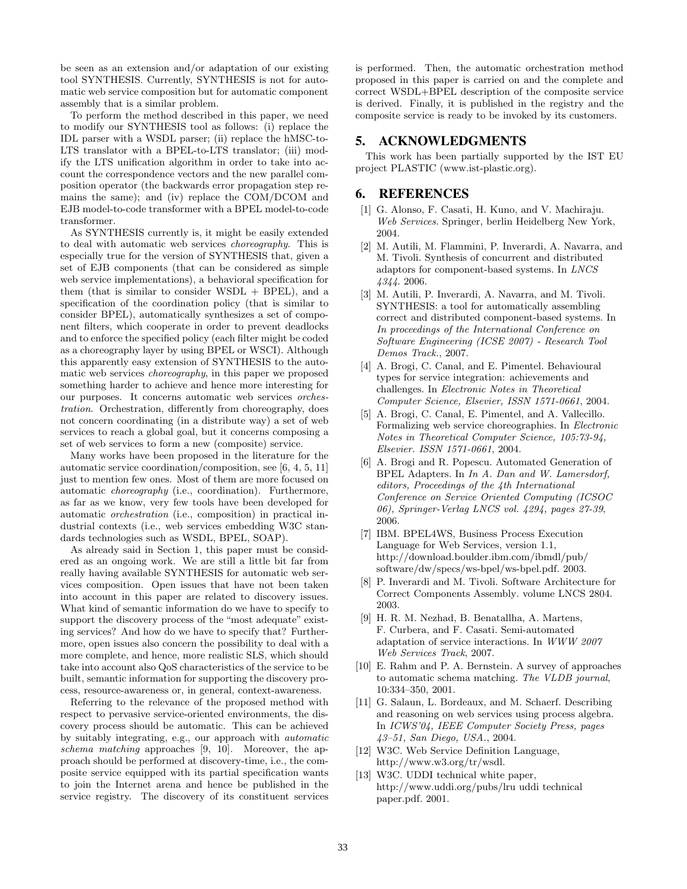be seen as an extension and/or adaptation of our existing tool SYNTHESIS. Currently, SYNTHESIS is not for automatic web service composition but for automatic component assembly that is a similar problem.

To perform the method described in this paper, we need to modify our SYNTHESIS tool as follows: (i) replace the IDL parser with a WSDL parser; (ii) replace the hMSC-to-LTS translator with a BPEL-to-LTS translator; (iii) modify the LTS unification algorithm in order to take into account the correspondence vectors and the new parallel composition operator (the backwards error propagation step remains the same); and (iv) replace the COM/DCOM and EJB model-to-code transformer with a BPEL model-to-code transformer.

As SYNTHESIS currently is, it might be easily extended to deal with automatic web services *choreography*. This is especially true for the version of SYNTHESIS that, given a set of EJB components (that can be considered as simple web service implementations), a behavioral specification for them (that is similar to consider WSDL + BPEL), and a specification of the coordination policy (that is similar to consider BPEL), automatically synthesizes a set of component filters, which cooperate in order to prevent deadlocks and to enforce the specified policy (each filter might be coded as a choreography layer by using BPEL or WSCI). Although this apparently easy extension of SYNTHESIS to the automatic web services *choreography*, in this paper we proposed something harder to achieve and hence more interesting for our purposes. It concerns automatic web services *orchestration*. Orchestration, differently from choreography, does not concern coordinating (in a distribute way) a set of web services to reach a global goal, but it concerns composing a set of web services to form a new (composite) service.

Many works have been proposed in the literature for the automatic service coordination/composition, see [6, 4, 5, 11] just to mention few ones. Most of them are more focused on automatic *choreography* (i.e., coordination). Furthermore, as far as we know, very few tools have been developed for automatic *orchestration* (i.e., composition) in practical industrial contexts (i.e., web services embedding W3C standards technologies such as WSDL, BPEL, SOAP).

As already said in Section 1, this paper must be considered as an ongoing work. We are still a little bit far from really having available SYNTHESIS for automatic web services composition. Open issues that have not been taken into account in this paper are related to discovery issues. What kind of semantic information do we have to specify to support the discovery process of the "most adequate" existing services? And how do we have to specify that? Furthermore, open issues also concern the possibility to deal with a more complete, and hence, more realistic SLS, which should take into account also QoS characteristics of the service to be built, semantic information for supporting the discovery process, resource-awareness or, in general, context-awareness.

Referring to the relevance of the proposed method with respect to pervasive service-oriented environments, the discovery process should be automatic. This can be achieved by suitably integrating, e.g., our approach with *automatic schema matching* approaches [9, 10]. Moreover, the approach should be performed at discovery-time, i.e., the composite service equipped with its partial specification wants to join the Internet arena and hence be published in the service registry. The discovery of its constituent services is performed. Then, the automatic orchestration method proposed in this paper is carried on and the complete and correct WSDL+BPEL description of the composite service is derived. Finally, it is published in the registry and the composite service is ready to be invoked by its customers.

## 5. ACKNOWLEDGMENTS

This work has been partially supported by the IST EU project PLASTIC (www.ist-plastic.org).

## 6. REFERENCES

[1] G. Alonso, F. Casati, H. Kuno, and V. Machiraju. *Web Services*. Springer, berlin Heidelberg New York, 2004.

[2] M. Autili, M. Flammini, P. Inverardi, A. Navarra, and M. Tivoli. Synthesis of concurrent and distributed adaptors for component-based systems. In *LNCS 4344*. 2006.

[3] M. Autili, P. Inverardi, A. Navarra, and M. Tivoli. SYNTHESIS: a tool for automatically assembling correct and distributed component-based systems. In *In proceedings of the International Conference on Software Engineering (ICSE 2007) - Research Tool Demos Track.*, 2007.

[4] A. Brogi, C. Canal, and E. Pimentel. Behavioural types for service integration: achievements and challenges. In *Electronic Notes in Theoretical Computer Science, Elsevier, ISSN 1571-0661*, 2004.

[5] A. Brogi, C. Canal, E. Pimentel, and A. Vallecillo. Formalizing web service choreographies. In *Electronic Notes in Theoretical Computer Science, 105:73-94, Elsevier. ISSN 1571-0661*, 2004.

[6] A. Brogi and R. Popescu. Automated Generation of BPEL Adapters. In *In A. Dan and W. Lamersdorf, editors, Proceedings of the 4th International Conference on Service Oriented Computing (ICSOC 06), Springer-Verlag LNCS vol. 4294, pages 27-39*, 2006.

[7] IBM. BPEL4WS, Business Process Execution Language for Web Services, version 1.1, http://download.boulder.ibm.com/ibmdl/pub/software/dw/specs/ws-bpel/ws-bpel.pdf. 2003.

[8] P. Inverardi and M. Tivoli. Software Architecture for Correct Components Assembly. volume LNCS 2804. 2003.

[9] H. R. M. Nezhad, B. Benatallha, A. Martens, F. Curbera, and F. Casati. Semi-automated adaptation of service interactions. In *WWW 2007 Web Services Track*, 2007.

[10] E. Rahm and P. A. Bernstein. A survey of approaches to automatic schema matching. *The VLDB journal*, 10:334–350, 2001.

[11] G. Salaun, L. Bordeaux, and M. Schaerf. Describing and reasoning on web services using process algebra. In *ICWS'04, IEEE Computer Society Press, pages 43–51, San Diego, USA.*, 2004.

[12] W3C. Web Service Definition Language, http://www.w3.org/tr/wsdl.

[13] W3C. UDDI technical white paper, http://www.uddi.org/pubs/lru uddi technical paper.pdf. 2001.